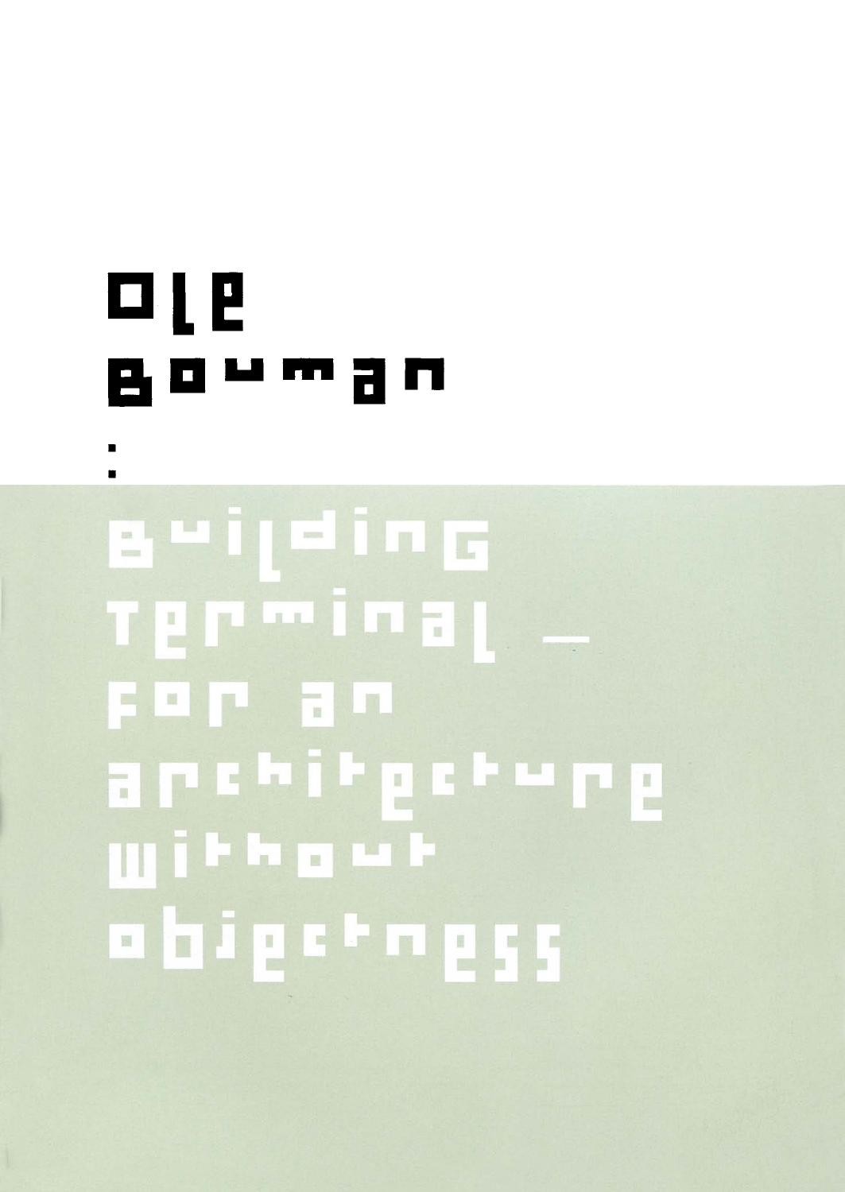# Ole Bouman

:

# Building Terminal — for an architecture without objectness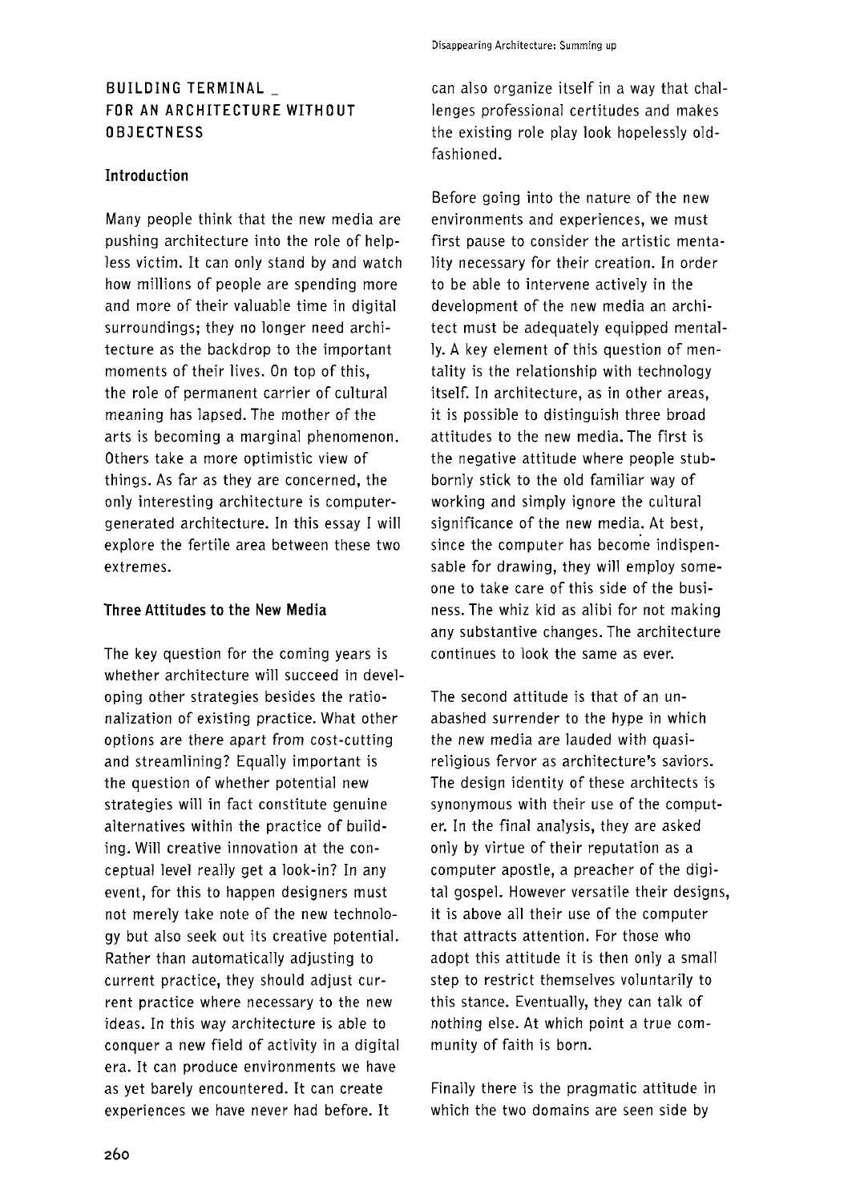## BUILDING TERMINAL _ FOR AN ARCHITECTURE WITHOUT OBJECTNESS

### Introduction

Many people think that the new media are pushing architecture into the role of helpless victim. It can only stand by and watch how millions of people are spending more and more of their valuable time in digital surroundings; they no longer need architecture as the backdrop to the important moments of their lives. On top of this, the role of permanent carrier of cultural meaning has lapsed. The mother of the arts is becoming a marginal phenomenon. Others take a more optimistic view of things. As far as they are concerned, the only interesting architecture is computer-generated architecture. In this essay I will explore the fertile area between these two extremes.

### Three Attitudes to the New Media

The key question for the coming years is whether architecture will succeed in developing other strategies besides the rationalization of existing practice. What other options are there apart from cost-cutting and streamlining? Equally important is the question of whether potential new strategies will in fact constitute genuine alternatives within the practice of building. Will creative innovation at the conceptual level really get a look-in? In any event, for this to happen designers must not merely take note of the new technology but also seek out its creative potential. Rather than automatically adjusting to current practice, they should adjust current practice where necessary to the new ideas. In this way architecture is able to conquer a new field of activity in a digital era. It can produce environments we have as yet barely encountered. It can create experiences we have never had before. It can also organize itself in a way that challenges professional certitudes and makes the existing role play look hopelessly old-fashioned.

Before going into the nature of the new environments and experiences, we must first pause to consider the artistic mentality necessary for their creation. In order to be able to intervene actively in the development of the new media an architect must be adequately equipped mentally. A key element of this question of mentality is the relationship with technology itself. In architecture, as in other areas, it is possible to distinguish three broad attitudes to the new media. The first is the negative attitude where people stubbornly stick to the old familiar way of working and simply ignore the cultural significance of the new media. At best, since the computer has become indispensable for drawing, they will employ someone to take care of this side of the business. The whiz kid as alibi for not making any substantive changes. The architecture continues to look the same as ever.

The second attitude is that of an unabashed surrender to the hype in which the new media are lauded with quasi-religious fervor as architecture's saviors. The design identity of these architects is synonymous with their use of the computer. In the final analysis, they are asked only by virtue of their reputation as a computer apostle, a preacher of the digital gospel. However versatile their designs, it is above all their use of the computer that attracts attention. For those who adopt this attitude it is then only a small step to restrict themselves voluntarily to this stance. Eventually, they can talk of nothing else. At which point a true community of faith is born.

Finally there is the pragmatic attitude in which the two domains are seen side by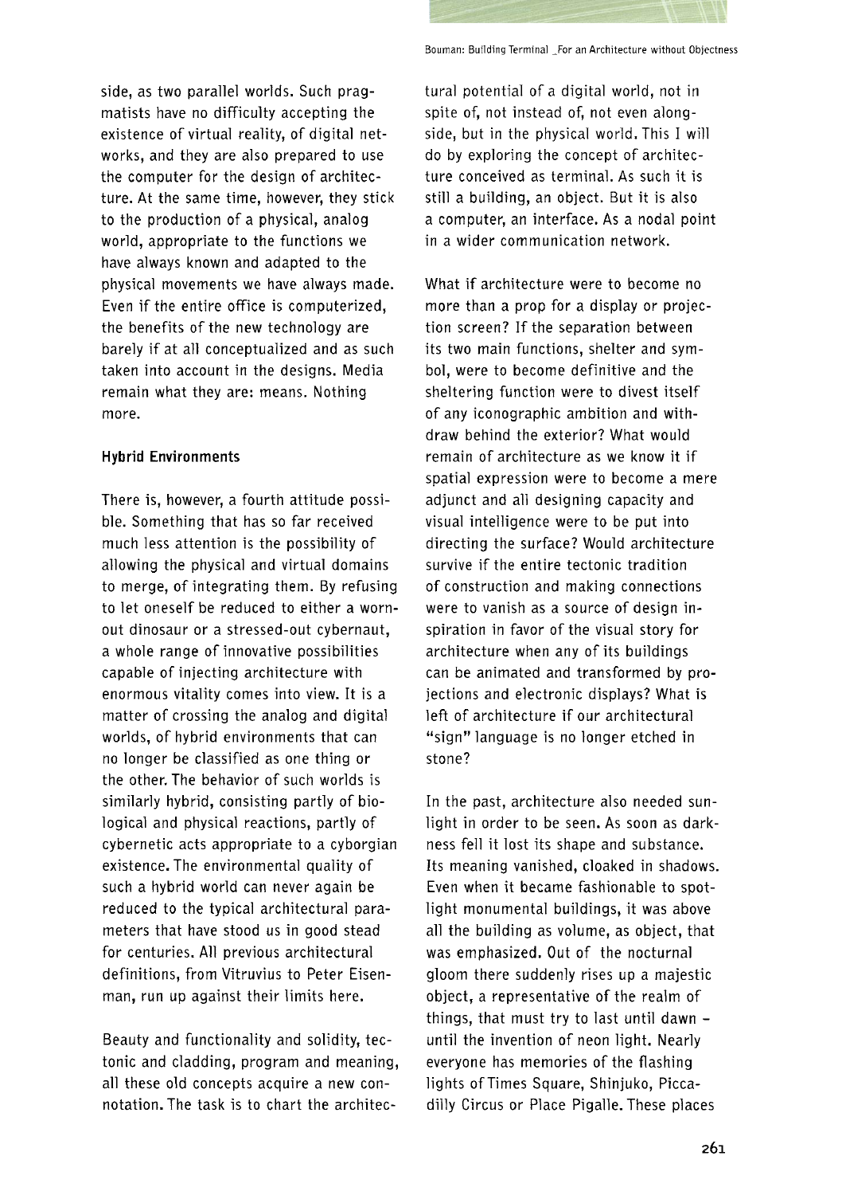side, as two parallel worlds. Such pragmatists have no difficulty accepting the existence of virtual reality, of digital networks, and they are also prepared to use the computer for the design of architecture. At the same time, however, they stick to the production of a physical, analog world, appropriate to the functions we have always known and adapted to the physical movements we have always made. Even if the entire office is computerized, the benefits of the new technology are barely if at all conceptualized and as such taken into account in the designs. Media remain what they are: means. Nothing more.

### Hybrid Environments

There is, however, a fourth attitude possible. Something that has so far received much less attention is the possibility of allowing the physical and virtual domains to merge, of integrating them. By refusing to let oneself be reduced to either a worn-out dinosaur or a stressed-out cybernaut, a whole range of innovative possibilities capable of injecting architecture with enormous vitality comes into view. It is a matter of crossing the analog and digital worlds, of hybrid environments that can no longer be classified as one thing or the other. The behavior of such worlds is similarly hybrid, consisting partly of biological and physical reactions, partly of cybernetic acts appropriate to a cyborgian existence. The environmental quality of such a hybrid world can never again be reduced to the typical architectural parameters that have stood us in good stead for centuries. All previous architectural definitions, from Vitruvius to Peter Eisenman, run up against their limits here.

Beauty and functionality and solidity, tectonic and cladding, program and meaning, all these old concepts acquire a new connotation. The task is to chart the architectural potential of a digital world, not in spite of, not instead of, not even alongside, but in the physical world. This I will do by exploring the concept of architecture conceived as terminal. As such it is still a building, an object. But it is also a computer, an interface. As a nodal point in a wider communication network.

What if architecture were to become no more than a prop for a display or projection screen? If the separation between its two main functions, shelter and symbol, were to become definitive and the sheltering function were to divest itself of any iconographic ambition and withdraw behind the exterior? What would remain of architecture as we know it if spatial expression were to become a mere adjunct and all designing capacity and visual intelligence were to be put into directing the surface? Would architecture survive if the entire tectonic tradition of construction and making connections were to vanish as a source of design inspiration in favor of the visual story for architecture when any of its buildings can be animated and transformed by projections and electronic displays? What is left of architecture if our architectural "sign" language is no longer etched in stone?

In the past, architecture also needed sunlight in order to be seen. As soon as darkness fell it lost its shape and substance. Its meaning vanished, cloaked in shadows. Even when it became fashionable to spotlight monumental buildings, it was above all the building as volume, as object, that was emphasized. Out of the nocturnal gloom there suddenly rises up a majestic object, a representative of the realm of things, that must try to last until dawn – until the invention of neon light. Nearly everyone has memories of the flashing lights of Times Square, Shinjuko, Piccadilly Circus or Place Pigalle. These places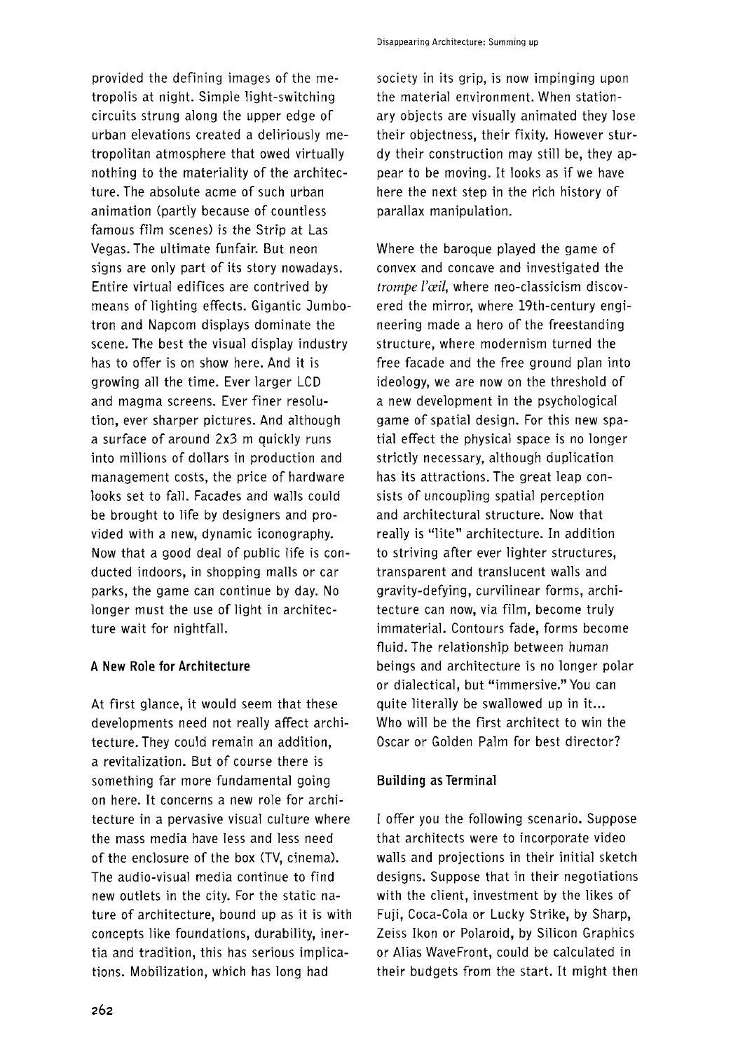provided the defining images of the metropolis at night. Simple light-switching circuits strung along the upper edge of urban elevations created a deliriously metropolitan atmosphere that owed virtually nothing to the materiality of the architecture. The absolute acme of such urban animation (partly because of countless famous film scenes) is the Strip at Las Vegas. The ultimate funfair. But neon signs are only part of its story nowadays. Entire virtual edifices are contrived by means of lighting effects. Gigantic Jumbotron and Napcom displays dominate the scene. The best the visual display industry has to offer is on show here. And it is growing all the time. Ever larger LCD and magma screens. Ever finer resolution, ever sharper pictures. And although a surface of around 2x3 m quickly runs into millions of dollars in production and management costs, the price of hardware looks set to fall. Facades and walls could be brought to life by designers and provided with a new, dynamic iconography. Now that a good deal of public life is conducted indoors, in shopping malls or car parks, the game can continue by day. No longer must the use of light in architecture wait for nightfall.

### A New Role for Architecture

At first glance, it would seem that these developments need not really affect architecture. They could remain an addition, a revitalization. But of course there is something far more fundamental going on here. It concerns a new role for architecture in a pervasive visual culture where the mass media have less and less need of the enclosure of the box (TV, cinema). The audio-visual media continue to find new outlets in the city. For the static nature of architecture, bound up as it is with concepts like foundations, durability, inertia and tradition, this has serious implications. Mobilization, which has long had society in its grip, is now impinging upon the material environment. When stationary objects are visually animated they lose their objectness, their fixity. However sturdy their construction may still be, they appear to be moving. It looks as if we have here the next step in the rich history of parallax manipulation.

Where the baroque played the game of convex and concave and investigated the *trompe l'œil*, where neo-classicism discovered the mirror, where 19th-century engineering made a hero of the freestanding structure, where modernism turned the free facade and the free ground plan into ideology, we are now on the threshold of a new development in the psychological game of spatial design. For this new spatial effect the physical space is no longer strictly necessary, although duplication has its attractions. The great leap consists of uncoupling spatial perception and architectural structure. Now that really is "lite" architecture. In addition to striving after ever lighter structures, transparent and translucent walls and gravity-defying, curvilinear forms, architecture can now, via film, become truly immaterial. Contours fade, forms become fluid. The relationship between human beings and architecture is no longer polar or dialectical, but "immersive." You can quite literally be swallowed up in it... Who will be the first architect to win the Oscar or Golden Palm for best director?

### Building as Terminal

I offer you the following scenario. Suppose that architects were to incorporate video walls and projections in their initial sketch designs. Suppose that in their negotiations with the client, investment by the likes of Fuji, Coca-Cola or Lucky Strike, by Sharp, Zeiss Ikon or Polaroid, by Silicon Graphics or Alias WaveFront, could be calculated in their budgets from the start. It might then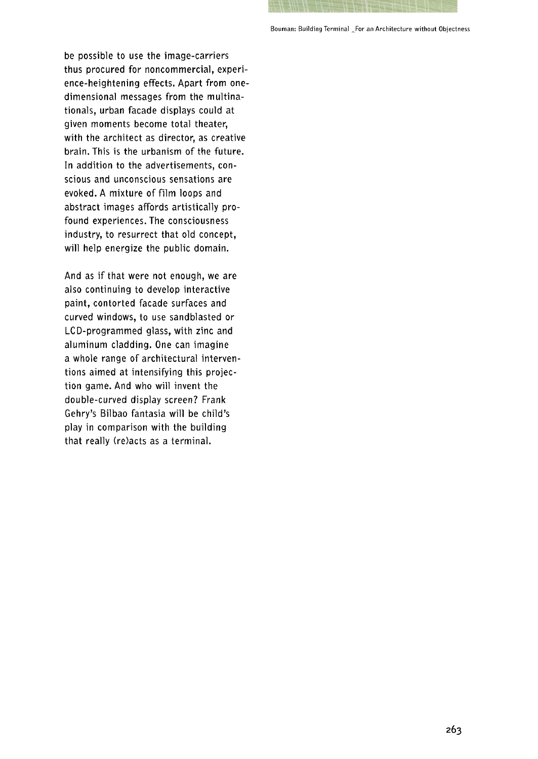be possible to use the image-carriers thus procured for noncommercial, experience-heightening effects. Apart from one-dimensional messages from the multinationals, urban facade displays could at given moments become total theater, with the architect as director, as creative brain. This is the urbanism of the future. In addition to the advertisements, conscious and unconscious sensations are evoked. A mixture of film loops and abstract images affords artistically profound experiences. The consciousness industry, to resurrect that old concept, will help energize the public domain.

And as if that were not enough, we are also continuing to develop interactive paint, contorted facade surfaces and curved windows, to use sandblasted or LCD-programmed glass, with zinc and aluminum cladding. One can imagine a whole range of architectural interventions aimed at intensifying this projection game. And who will invent the double-curved display screen? Frank Gehry's Bilbao fantasia will be child's play in comparison with the building that really (re)acts as a terminal.